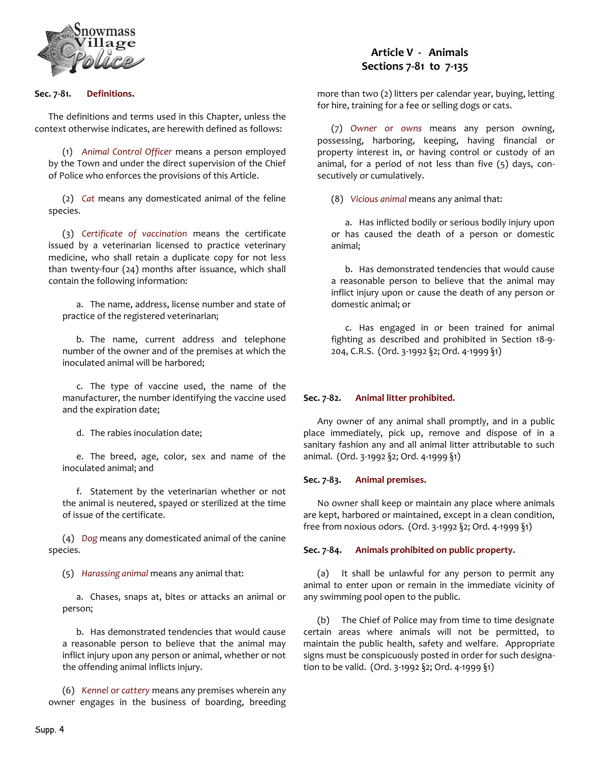# Article V - Animals
## Sections 7-81 to 7-135

**Sec. 7-81. Definitions.**

The definitions and terms used in this Chapter, unless the context otherwise indicates, are herewith defined as follows:

(1) *Animal Control Officer* means a person employed by the Town and under the direct supervision of the Chief of Police who enforces the provisions of this Article.

(2) *Cat* means any domesticated animal of the feline species.

(3) *Certificate of vaccination* means the certificate issued by a veterinarian licensed to practice veterinary medicine, who shall retain a duplicate copy for not less than twenty-four (24) months after issuance, which shall contain the following information:

a. The name, address, license number and state of practice of the registered veterinarian;

b. The name, current address and telephone number of the owner and of the premises at which the inoculated animal will be harbored;

c. The type of vaccine used, the name of the manufacturer, the number identifying the vaccine used and the expiration date;

d. The rabies inoculation date;

e. The breed, age, color, sex and name of the inoculated animal; and

f. Statement by the veterinarian whether or not the animal is neutered, spayed or sterilized at the time of issue of the certificate.

(4) *Dog* means any domesticated animal of the canine species.

(5) *Harassing animal* means any animal that:

a. Chases, snaps at, bites or attacks an animal or person;

b. Has demonstrated tendencies that would cause a reasonable person to believe that the animal may inflict injury upon any person or animal, whether or not the offending animal inflicts injury.

(6) *Kennel* or *cattery* means any premises wherein any owner engages in the business of boarding, breeding more than two (2) litters per calendar year, buying, letting for hire, training for a fee or selling dogs or cats.

(7) *Owner* or *owns* means any person owning, possessing, harboring, keeping, having financial or property interest in, or having control or custody of an animal, for a period of not less than five (5) days, consecutively or cumulatively.

(8) *Vicious animal* means any animal that:

a. Has inflicted bodily or serious bodily injury upon or has caused the death of a person or domestic animal;

b. Has demonstrated tendencies that would cause a reasonable person to believe that the animal may inflict injury upon or cause the death of any person or domestic animal; or

c. Has engaged in or been trained for animal fighting as described and prohibited in Section 18-9-204, C.R.S. (Ord. 3-1992 §2; Ord. 4-1999 §1)

**Sec. 7-82. Animal litter prohibited.**

Any owner of any animal shall promptly, and in a public place immediately, pick up, remove and dispose of in a sanitary fashion any and all animal litter attributable to such animal. (Ord. 3-1992 §2; Ord. 4-1999 §1)

**Sec. 7-83. Animal premises.**

No owner shall keep or maintain any place where animals are kept, harbored or maintained, except in a clean condition, free from noxious odors. (Ord. 3-1992 §2; Ord. 4-1999 §1)

**Sec. 7-84. Animals prohibited on public property.**

(a) It shall be unlawful for any person to permit any animal to enter upon or remain in the immediate vicinity of any swimming pool open to the public.

(b) The Chief of Police may from time to time designate certain areas where animals will not be permitted, to maintain the public health, safety and welfare. Appropriate signs must be conspicuously posted in order for such designation to be valid. (Ord. 3-1992 §2; Ord. 4-1999 §1)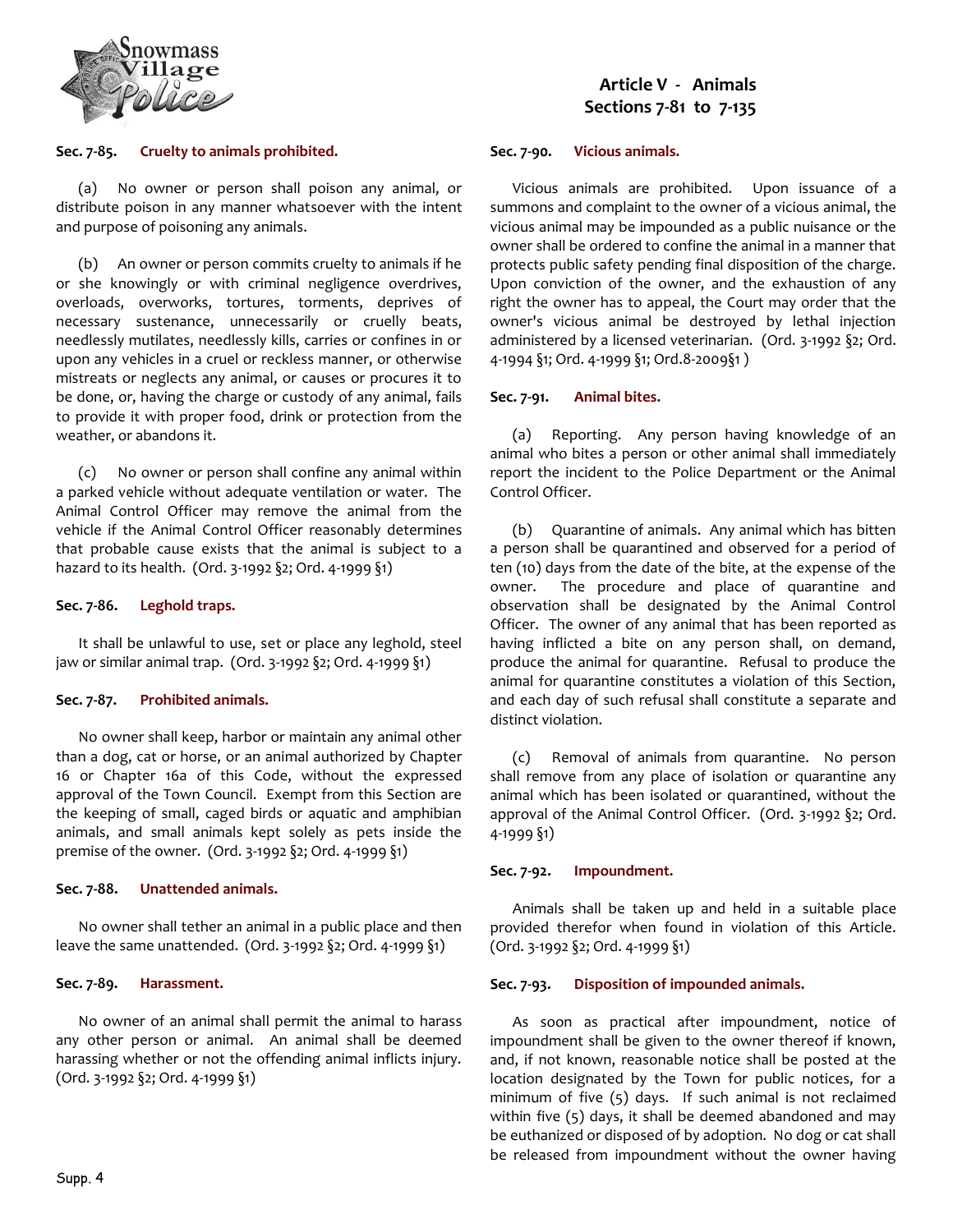### Sec. 7-85. Cruelty to animals prohibited.

(a) No owner or person shall poison any animal, or distribute poison in any manner whatsoever with the intent and purpose of poisoning any animals.

(b) An owner or person commits cruelty to animals if he or she knowingly or with criminal negligence overdrives, overloads, overworks, tortures, torments, deprives of necessary sustenance, unnecessarily or cruelly beats, needlessly mutilates, needlessly kills, carries or confines in or upon any vehicles in a cruel or reckless manner, or otherwise mistreats or neglects any animal, or causes or procures it to be done, or, having the charge or custody of any animal, fails to provide it with proper food, drink or protection from the weather, or abandons it.

(c) No owner or person shall confine any animal within a parked vehicle without adequate ventilation or water. The Animal Control Officer may remove the animal from the vehicle if the Animal Control Officer reasonably determines that probable cause exists that the animal is subject to a hazard to its health. (Ord. 3-1992 §2; Ord. 4-1999 §1)

### Sec. 7-86. Leghold traps.

It shall be unlawful to use, set or place any leghold, steel jaw or similar animal trap. (Ord. 3-1992 §2; Ord. 4-1999 §1)

### Sec. 7-87. Prohibited animals.

No owner shall keep, harbor or maintain any animal other than a dog, cat or horse, or an animal authorized by Chapter 16 or Chapter 16a of this Code, without the expressed approval of the Town Council. Exempt from this Section are the keeping of small, caged birds or aquatic and amphibian animals, and small animals kept solely as pets inside the premise of the owner. (Ord. 3-1992 §2; Ord. 4-1999 §1)

### Sec. 7-88. Unattended animals.

No owner shall tether an animal in a public place and then leave the same unattended. (Ord. 3-1992 §2; Ord. 4-1999 §1)

### Sec. 7-89. Harassment.

No owner of an animal shall permit the animal to harass any other person or animal. An animal shall be deemed harassing whether or not the offending animal inflicts injury. (Ord. 3-1992 §2; Ord. 4-1999 §1)

### Sec. 7-90. Vicious animals.

Vicious animals are prohibited. Upon issuance of a summons and complaint to the owner of a vicious animal, the vicious animal may be impounded as a public nuisance or the owner shall be ordered to confine the animal in a manner that protects public safety pending final disposition of the charge. Upon conviction of the owner, and the exhaustion of any right the owner has to appeal, the Court may order that the owner's vicious animal be destroyed by lethal injection administered by a licensed veterinarian. (Ord. 3-1992 §2; Ord. 4-1994 §1; Ord. 4-1999 §1; Ord.8-2009§1 )

### Sec. 7-91. Animal bites.

(a) Reporting. Any person having knowledge of an animal who bites a person or other animal shall immediately report the incident to the Police Department or the Animal Control Officer.

(b) Quarantine of animals. Any animal which has bitten a person shall be quarantined and observed for a period of ten (10) days from the date of the bite, at the expense of the owner. The procedure and place of quarantine and observation shall be designated by the Animal Control Officer. The owner of any animal that has been reported as having inflicted a bite on any person shall, on demand, produce the animal for quarantine. Refusal to produce the animal for quarantine constitutes a violation of this Section, and each day of such refusal shall constitute a separate and distinct violation.

(c) Removal of animals from quarantine. No person shall remove from any place of isolation or quarantine any animal which has been isolated or quarantined, without the approval of the Animal Control Officer. (Ord. 3-1992 §2; Ord. 4-1999 §1)

### Sec. 7-92. Impoundment.

Animals shall be taken up and held in a suitable place provided therefor when found in violation of this Article. (Ord. 3-1992 §2; Ord. 4-1999 §1)

### Sec. 7-93. Disposition of impounded animals.

As soon as practical after impoundment, notice of impoundment shall be given to the owner thereof if known, and, if not known, reasonable notice shall be posted at the location designated by the Town for public notices, for a minimum of five (5) days. If such animal is not reclaimed within five (5) days, it shall be deemed abandoned and may be euthanized or disposed of by adoption. No dog or cat shall be released from impoundment without the owner having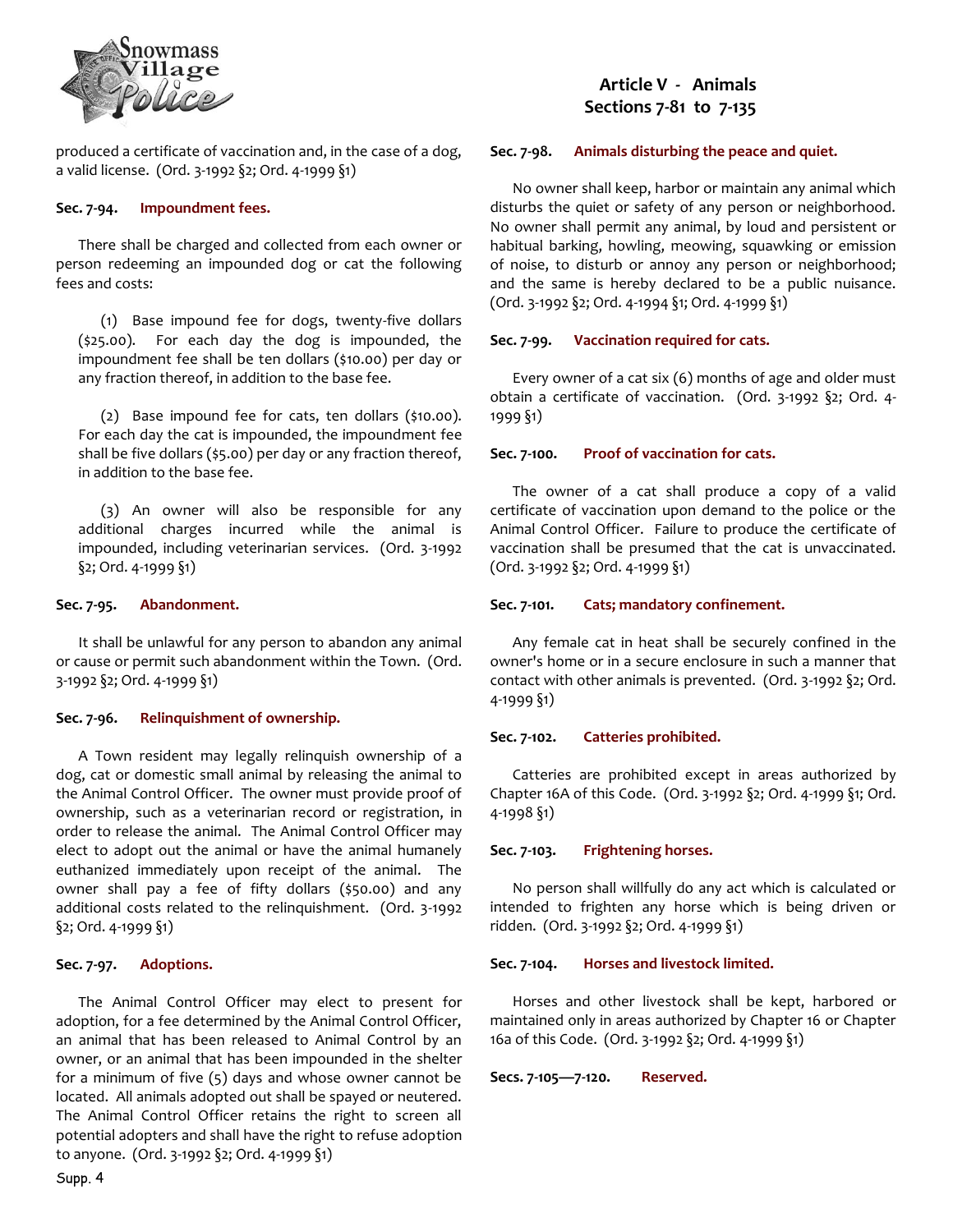produced a certificate of vaccination and, in the case of a dog, a valid license. (Ord. 3-1992 §2; Ord. 4-1999 §1)

**Sec. 7-94. Impoundment fees.**

There shall be charged and collected from each owner or person redeeming an impounded dog or cat the following fees and costs:

(1) Base impound fee for dogs, twenty-five dollars ($25.00). For each day the dog is impounded, the impoundment fee shall be ten dollars ($10.00) per day or any fraction thereof, in addition to the base fee.

(2) Base impound fee for cats, ten dollars ($10.00). For each day the cat is impounded, the impoundment fee shall be five dollars ($5.00) per day or any fraction thereof, in addition to the base fee.

(3) An owner will also be responsible for any additional charges incurred while the animal is impounded, including veterinarian services. (Ord. 3-1992 §2; Ord. 4-1999 §1)

**Sec. 7-95. Abandonment.**

It shall be unlawful for any person to abandon any animal or cause or permit such abandonment within the Town. (Ord. 3-1992 §2; Ord. 4-1999 §1)

**Sec. 7-96. Relinquishment of ownership.**

A Town resident may legally relinquish ownership of a dog, cat or domestic small animal by releasing the animal to the Animal Control Officer. The owner must provide proof of ownership, such as a veterinarian record or registration, in order to release the animal. The Animal Control Officer may elect to adopt out the animal or have the animal humanely euthanized immediately upon receipt of the animal. The owner shall pay a fee of fifty dollars ($50.00) and any additional costs related to the relinquishment. (Ord. 3-1992 §2; Ord. 4-1999 §1)

**Sec. 7-97. Adoptions.**

The Animal Control Officer may elect to present for adoption, for a fee determined by the Animal Control Officer, an animal that has been released to Animal Control by an owner, or an animal that has been impounded in the shelter for a minimum of five (5) days and whose owner cannot be located. All animals adopted out shall be spayed or neutered. The Animal Control Officer retains the right to screen all potential adopters and shall have the right to refuse adoption to anyone. (Ord. 3-1992 §2; Ord. 4-1999 §1)

**Sec. 7-98. Animals disturbing the peace and quiet.**

No owner shall keep, harbor or maintain any animal which disturbs the quiet or safety of any person or neighborhood. No owner shall permit any animal, by loud and persistent or habitual barking, howling, meowing, squawking or emission of noise, to disturb or annoy any person or neighborhood; and the same is hereby declared to be a public nuisance. (Ord. 3-1992 §2; Ord. 4-1994 §1; Ord. 4-1999 §1)

**Sec. 7-99. Vaccination required for cats.**

Every owner of a cat six (6) months of age and older must obtain a certificate of vaccination. (Ord. 3-1992 §2; Ord. 4-1999 §1)

**Sec. 7-100. Proof of vaccination for cats.**

The owner of a cat shall produce a copy of a valid certificate of vaccination upon demand to the police or the Animal Control Officer. Failure to produce the certificate of vaccination shall be presumed that the cat is unvaccinated. (Ord. 3-1992 §2; Ord. 4-1999 §1)

**Sec. 7-101. Cats; mandatory confinement.**

Any female cat in heat shall be securely confined in the owner's home or in a secure enclosure in such a manner that contact with other animals is prevented. (Ord. 3-1992 §2; Ord. 4-1999 §1)

**Sec. 7-102. Catteries prohibited.**

Catteries are prohibited except in areas authorized by Chapter 16A of this Code. (Ord. 3-1992 §2; Ord. 4-1999 §1; Ord. 4-1998 §1)

**Sec. 7-103. Frightening horses.**

No person shall willfully do any act which is calculated or intended to frighten any horse which is being driven or ridden. (Ord. 3-1992 §2; Ord. 4-1999 §1)

**Sec. 7-104. Horses and livestock limited.**

Horses and other livestock shall be kept, harbored or maintained only in areas authorized by Chapter 16 or Chapter 16a of this Code. (Ord. 3-1992 §2; Ord. 4-1999 §1)

**Secs. 7-105—7-120. Reserved.**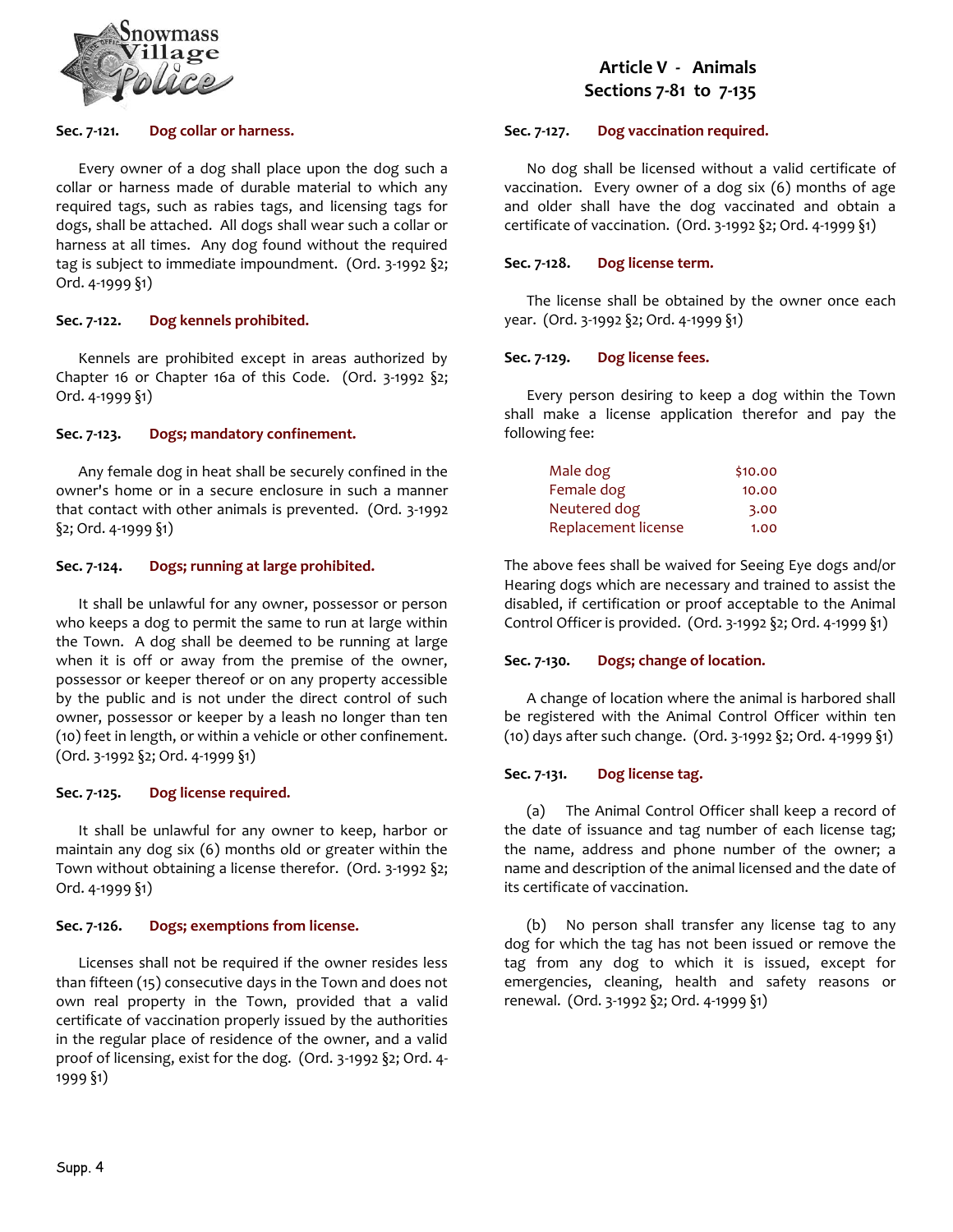### Sec. 7-121. Dog collar or harness.

Every owner of a dog shall place upon the dog such a collar or harness made of durable material to which any required tags, such as rabies tags, and licensing tags for dogs, shall be attached. All dogs shall wear such a collar or harness at all times. Any dog found without the required tag is subject to immediate impoundment. (Ord. 3-1992 §2; Ord. 4-1999 §1)

### Sec. 7-122. Dog kennels prohibited.

Kennels are prohibited except in areas authorized by Chapter 16 or Chapter 16a of this Code. (Ord. 3-1992 §2; Ord. 4-1999 §1)

### Sec. 7-123. Dogs; mandatory confinement.

Any female dog in heat shall be securely confined in the owner's home or in a secure enclosure in such a manner that contact with other animals is prevented. (Ord. 3-1992 §2; Ord. 4-1999 §1)

### Sec. 7-124. Dogs; running at large prohibited.

It shall be unlawful for any owner, possessor or person who keeps a dog to permit the same to run at large within the Town. A dog shall be deemed to be running at large when it is off or away from the premise of the owner, possessor or keeper thereof or on any property accessible by the public and is not under the direct control of such owner, possessor or keeper by a leash no longer than ten (10) feet in length, or within a vehicle or other confinement. (Ord. 3-1992 §2; Ord. 4-1999 §1)

### Sec. 7-125. Dog license required.

It shall be unlawful for any owner to keep, harbor or maintain any dog six (6) months old or greater within the Town without obtaining a license therefor. (Ord. 3-1992 §2; Ord. 4-1999 §1)

### Sec. 7-126. Dogs; exemptions from license.

Licenses shall not be required if the owner resides less than fifteen (15) consecutive days in the Town and does not own real property in the Town, provided that a valid certificate of vaccination properly issued by the authorities in the regular place of residence of the owner, and a valid proof of licensing, exist for the dog. (Ord. 3-1992 §2; Ord. 4-1999 §1)

### Sec. 7-127. Dog vaccination required.

No dog shall be licensed without a valid certificate of vaccination. Every owner of a dog six (6) months of age and older shall have the dog vaccinated and obtain a certificate of vaccination. (Ord. 3-1992 §2; Ord. 4-1999 §1)

### Sec. 7-128. Dog license term.

The license shall be obtained by the owner once each year. (Ord. 3-1992 §2; Ord. 4-1999 §1)

### Sec. 7-129. Dog license fees.

Every person desiring to keep a dog within the Town shall make a license application therefor and pay the following fee:

| | |
|---|---|
| Male dog | $10.00 |
| Female dog | 10.00 |
| Neutered dog | 3.00 |
| Replacement license | 1.00 |

The above fees shall be waived for Seeing Eye dogs and/or Hearing dogs which are necessary and trained to assist the disabled, if certification or proof acceptable to the Animal Control Officer is provided. (Ord. 3-1992 §2; Ord. 4-1999 §1)

### Sec. 7-130. Dogs; change of location.

A change of location where the animal is harbored shall be registered with the Animal Control Officer within ten (10) days after such change. (Ord. 3-1992 §2; Ord. 4-1999 §1)

### Sec. 7-131. Dog license tag.

(a) The Animal Control Officer shall keep a record of the date of issuance and tag number of each license tag; the name, address and phone number of the owner; a name and description of the animal licensed and the date of its certificate of vaccination.

(b) No person shall transfer any license tag to any dog for which the tag has not been issued or remove the tag from any dog to which it is issued, except for emergencies, cleaning, health and safety reasons or renewal. (Ord. 3-1992 §2; Ord. 4-1999 §1)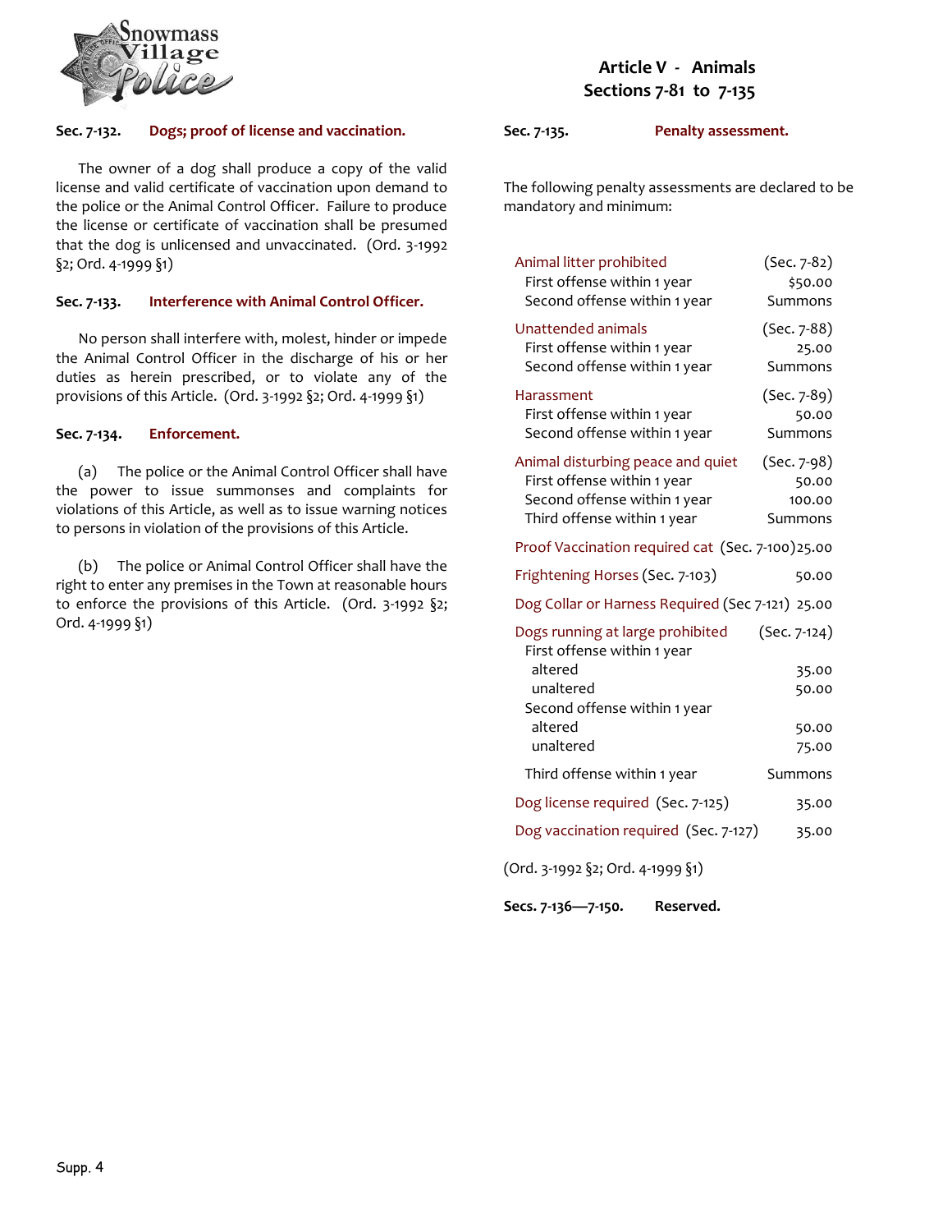**Sec. 7-132. Dogs; proof of license and vaccination.**

The owner of a dog shall produce a copy of the valid license and valid certificate of vaccination upon demand to the police or the Animal Control Officer. Failure to produce the license or certificate of vaccination shall be presumed that the dog is unlicensed and unvaccinated. (Ord. 3-1992 §2; Ord. 4-1999 §1)

**Sec. 7-133. Interference with Animal Control Officer.**

No person shall interfere with, molest, hinder or impede the Animal Control Officer in the discharge of his or her duties as herein prescribed, or to violate any of the provisions of this Article. (Ord. 3-1992 §2; Ord. 4-1999 §1)

**Sec. 7-134. Enforcement.**

(a) The police or the Animal Control Officer shall have the power to issue summonses and complaints for violations of this Article, as well as to issue warning notices to persons in violation of the provisions of this Article.

(b) The police or Animal Control Officer shall have the right to enter any premises in the Town at reasonable hours to enforce the provisions of this Article. (Ord. 3-1992 §2; Ord. 4-1999 §1)

**Sec. 7-135. Penalty assessment.**

The following penalty assessments are declared to be mandatory and minimum:

| | |
|---|---|
| Animal litter prohibited | (Sec. 7-82) |
| First offense within 1 year | $50.00 |
| Second offense within 1 year | Summons |
| Unattended animals | (Sec. 7-88) |
| First offense within 1 year | 25.00 |
| Second offense within 1 year | Summons |
| Harassment | (Sec. 7-89) |
| First offense within 1 year | 50.00 |
| Second offense within 1 year | Summons |
| Animal disturbing peace and quiet | (Sec. 7-98) |
| First offense within 1 year | 50.00 |
| Second offense within 1 year | 100.00 |
| Third offense within 1 year | Summons |
| Proof Vaccination required cat (Sec. 7-100) | 25.00 |
| Frightening Horses (Sec. 7-103) | 50.00 |
| Dog Collar or Harness Required (Sec 7-121) | 25.00 |
| Dogs running at large prohibited | (Sec. 7-124) |
| First offense within 1 year | |
| altered | 35.00 |
| unaltered | 50.00 |
| Second offense within 1 year | |
| altered | 50.00 |
| unaltered | 75.00 |
| Third offense within 1 year | Summons |
| Dog license required (Sec. 7-125) | 35.00 |
| Dog vaccination required (Sec. 7-127) | 35.00 |

(Ord. 3-1992 §2; Ord. 4-1999 §1)

**Secs. 7-136—7-150. Reserved.**

Supp. 4